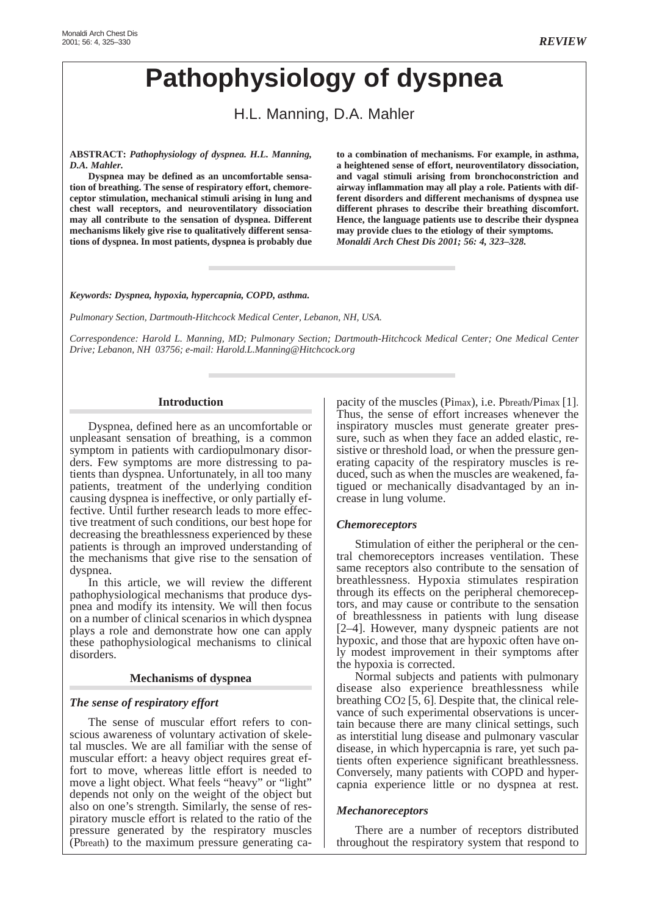# Pathophysiology of dyspnea

H.L. Manning, D.A. Mahler

**ABSTRACT:** ***Pathophysiology of dyspnea. H.L. Manning, D.A. Mahler.***

**Dyspnea may be defined as an uncomfortable sensation of breathing. The sense of respiratory effort, chemoreceptor stimulation, mechanical stimuli arising in lung and chest wall receptors, and neuroventilatory dissociation may all contribute to the sensation of dyspnea. Different mechanisms likely give rise to qualitatively different sensations of dyspnea. In most patients, dyspnea is probably due to a combination of mechanisms. For example, in asthma, a heightened sense of effort, neuroventilatory dissociation, and vagal stimuli arising from bronchoconstriction and airway inflammation may all play a role. Patients with different disorders and different mechanisms of dyspnea use different phrases to describe their breathing discomfort. Hence, the language patients use to describe their dyspnea may provide clues to the etiology of their symptoms.** ***Monaldi Arch Chest Dis 2001; 56: 4, 323–328.***

***Keywords: Dyspnea, hypoxia, hypercapnia, COPD, asthma.***

*Pulmonary Section, Dartmouth-Hitchcock Medical Center, Lebanon, NH, USA.*

*Correspondence: Harold L. Manning, MD; Pulmonary Section; Dartmouth-Hitchcock Medical Center; One Medical Center Drive; Lebanon, NH 03756; e-mail: Harold.L.Manning@Hitchcock.org*

## Introduction

Dyspnea, defined here as an uncomfortable or unpleasant sensation of breathing, is a common symptom in patients with cardiopulmonary disorders. Few symptoms are more distressing to patients than dyspnea. Unfortunately, in all too many patients, treatment of the underlying condition causing dyspnea is ineffective, or only partially effective. Until further research leads to more effective treatment of such conditions, our best hope for decreasing the breathlessness experienced by these patients is through an improved understanding of the mechanisms that give rise to the sensation of dyspnea.

In this article, we will review the different pathophysiological mechanisms that produce dyspnea and modify its intensity. We will then focus on a number of clinical scenarios in which dyspnea plays a role and demonstrate how one can apply these pathophysiological mechanisms to clinical disorders.

## Mechanisms of dyspnea

### *The sense of respiratory effort*

The sense of muscular effort refers to conscious awareness of voluntary activation of skeletal muscles. We are all familiar with the sense of muscular effort: a heavy object requires great effort to move, whereas little effort is needed to move a light object. What feels "heavy" or "light" depends not only on the weight of the object but also on one's strength. Similarly, the sense of respiratory muscle effort is related to the ratio of the pressure generated by the respiratory muscles ($P_{breath}$) to the maximum pressure generating capacity of the muscles ($P_{Imax}$), i.e. $P_{breath}/P_{Imax}$ [1]. Thus, the sense of effort increases whenever the inspiratory muscles must generate greater pressure, such as when they face an added elastic, resistive or threshold load, or when the pressure generating capacity of the respiratory muscles is reduced, such as when the muscles are weakened, fatigued or mechanically disadvantaged by an increase in lung volume.

### *Chemoreceptors*

Stimulation of either the peripheral or the central chemoreceptors increases ventilation. These same receptors also contribute to the sensation of breathlessness. Hypoxia stimulates respiration through its effects on the peripheral chemoreceptors, and may cause or contribute to the sensation of breathlessness in patients with lung disease [2–4]. However, many dyspneic patients are not hypoxic, and those that are hypoxic often have only modest improvement in their symptoms after the hypoxia is corrected.

Normal subjects and patients with pulmonary disease also experience breathlessness while breathing $CO_2$ [5, 6]. Despite that, the clinical relevance of such experimental observations is uncertain because there are many clinical settings, such as interstitial lung disease and pulmonary vascular disease, in which hypercapnia is rare, yet such patients often experience significant breathlessness. Conversely, many patients with COPD and hypercapnia experience little or no dyspnea at rest.

### *Mechanoreceptors*

There are a number of receptors distributed throughout the respiratory system that respond to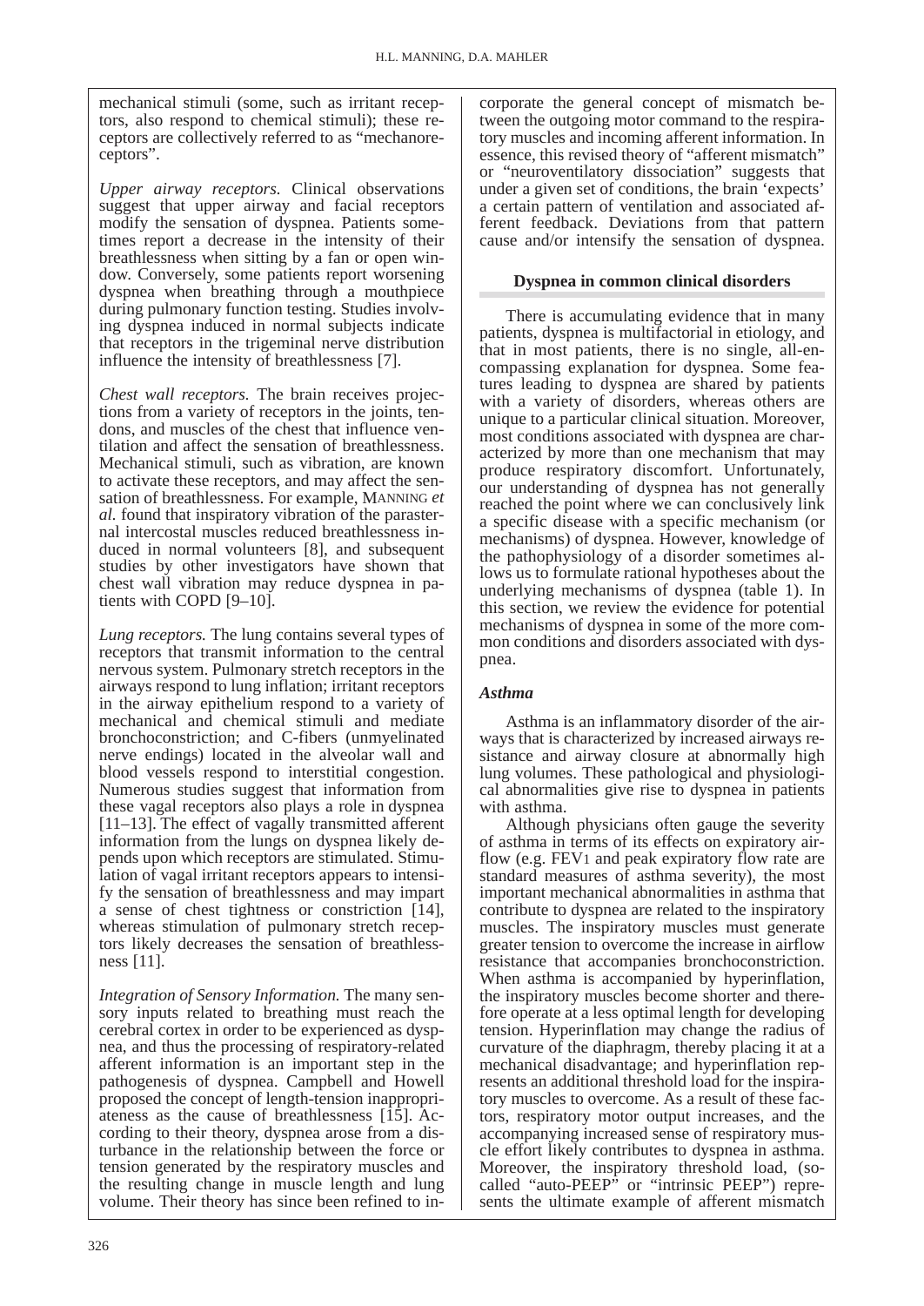mechanical stimuli (some, such as irritant receptors, also respond to chemical stimuli); these receptors are collectively referred to as "mechanoreceptors".

*Upper airway receptors.* Clinical observations suggest that upper airway and facial receptors modify the sensation of dyspnea. Patients sometimes report a decrease in the intensity of their breathlessness when sitting by a fan or open window. Conversely, some patients report worsening dyspnea when breathing through a mouthpiece during pulmonary function testing. Studies involving dyspnea induced in normal subjects indicate that receptors in the trigeminal nerve distribution influence the intensity of breathlessness [7].

*Chest wall receptors.* The brain receives projections from a variety of receptors in the joints, tendons, and muscles of the chest that influence ventilation and affect the sensation of breathlessness. Mechanical stimuli, such as vibration, are known to activate these receptors, and may affect the sensation of breathlessness. For example, MANNING *et al.* found that inspiratory vibration of the parasternal intercostal muscles reduced breathlessness induced in normal volunteers [8], and subsequent studies by other investigators have shown that chest wall vibration may reduce dyspnea in patients with COPD [9–10].

*Lung receptors.* The lung contains several types of receptors that transmit information to the central nervous system. Pulmonary stretch receptors in the airways respond to lung inflation; irritant receptors in the airway epithelium respond to a variety of mechanical and chemical stimuli and mediate bronchoconstriction; and C-fibers (unmyelinated nerve endings) located in the alveolar wall and blood vessels respond to interstitial congestion. Numerous studies suggest that information from these vagal receptors also plays a role in dyspnea [11–13]. The effect of vagally transmitted afferent information from the lungs on dyspnea likely depends upon which receptors are stimulated. Stimulation of vagal irritant receptors appears to intensify the sensation of breathlessness and may impart a sense of chest tightness or constriction [14], whereas stimulation of pulmonary stretch receptors likely decreases the sensation of breathlessness [11].

*Integration of Sensory Information.* The many sensory inputs related to breathing must reach the cerebral cortex in order to be experienced as dyspnea, and thus the processing of respiratory-related afferent information is an important step in the pathogenesis of dyspnea. Campbell and Howell proposed the concept of length-tension inappropriateness as the cause of breathlessness [15]. According to their theory, dyspnea arose from a disturbance in the relationship between the force or tension generated by the respiratory muscles and the resulting change in muscle length and lung volume. Their theory has since been refined to incorporate the general concept of mismatch between the outgoing motor command to the respiratory muscles and incoming afferent information. In essence, this revised theory of "afferent mismatch" or "neuroventilatory dissociation" suggests that under a given set of conditions, the brain 'expects' a certain pattern of ventilation and associated afferent feedback. Deviations from that pattern cause and/or intensify the sensation of dyspnea.

## Dyspnea in common clinical disorders

There is accumulating evidence that in many patients, dyspnea is multifactorial in etiology, and that in most patients, there is no single, all-encompassing explanation for dyspnea. Some features leading to dyspnea are shared by patients with a variety of disorders, whereas others are unique to a particular clinical situation. Moreover, most conditions associated with dyspnea are characterized by more than one mechanism that may produce respiratory discomfort. Unfortunately, our understanding of dyspnea has not generally reached the point where we can conclusively link a specific disease with a specific mechanism (or mechanisms) of dyspnea. However, knowledge of the pathophysiology of a disorder sometimes allows us to formulate rational hypotheses about the underlying mechanisms of dyspnea (table 1). In this section, we review the evidence for potential mechanisms of dyspnea in some of the more common conditions and disorders associated with dyspnea.

### *Asthma*

Asthma is an inflammatory disorder of the airways that is characterized by increased airways resistance and airway closure at abnormally high lung volumes. These pathological and physiological abnormalities give rise to dyspnea in patients with asthma.

Although physicians often gauge the severity of asthma in terms of its effects on expiratory airflow (e.g. $FEV_1$ and peak expiratory flow rate are standard measures of asthma severity), the most important mechanical abnormalities in asthma that contribute to dyspnea are related to the inspiratory muscles. The inspiratory muscles must generate greater tension to overcome the increase in airflow resistance that accompanies bronchoconstriction. When asthma is accompanied by hyperinflation, the inspiratory muscles become shorter and therefore operate at a less optimal length for developing tension. Hyperinflation may change the radius of curvature of the diaphragm, thereby placing it at a mechanical disadvantage; and hyperinflation represents an additional threshold load for the inspiratory muscles to overcome. As a result of these factors, respiratory motor output increases, and the accompanying increased sense of respiratory muscle effort likely contributes to dyspnea in asthma. Moreover, the inspiratory threshold load, (so-called "auto-PEEP" or "intrinsic PEEP") represents the ultimate example of afferent mismatch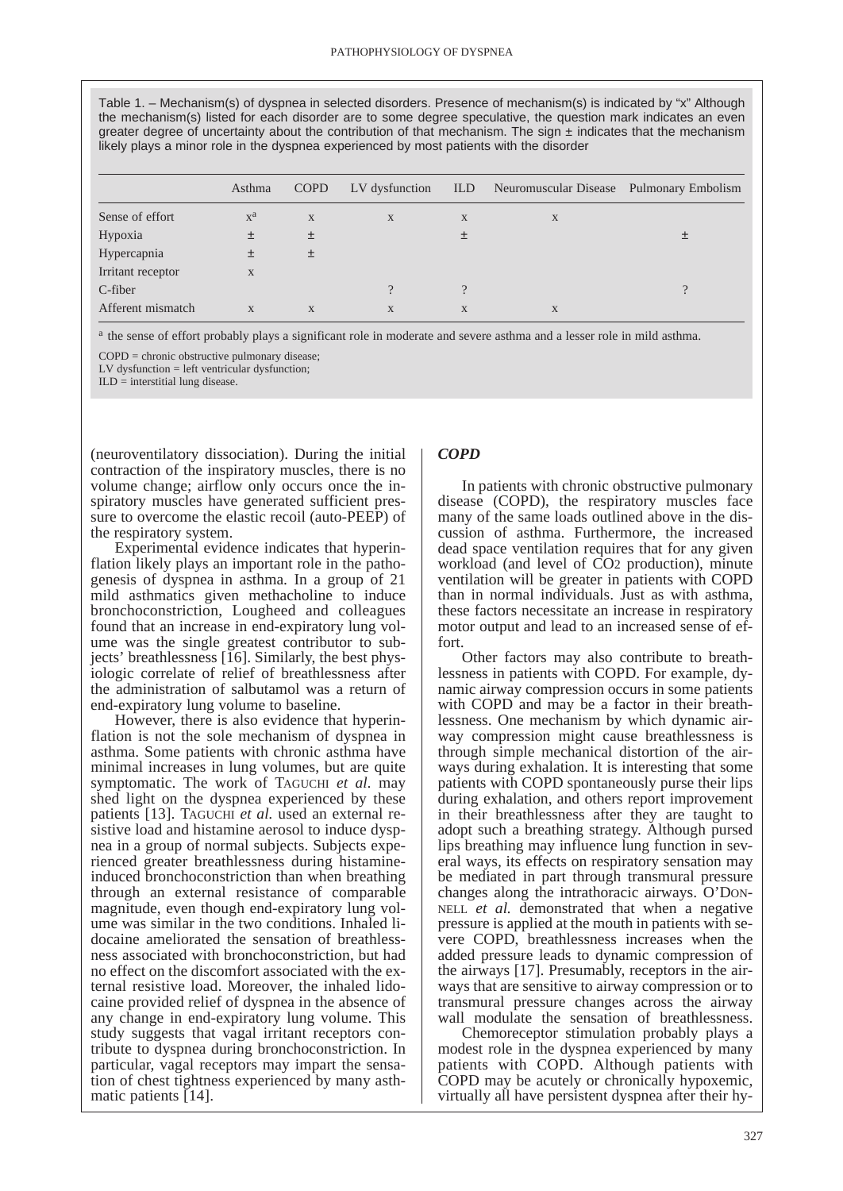Table 1. – Mechanism(s) of dyspnea in selected disorders. Presence of mechanism(s) is indicated by "x" Although the mechanism(s) listed for each disorder are to some degree speculative, the question mark indicates an even greater degree of uncertainty about the contribution of that mechanism. The sign ± indicates that the mechanism likely plays a minor role in the dyspnea experienced by most patients with the disorder

| | Asthma | COPD | LV dysfunction | ILD | Neuromuscular Disease | Pulmonary Embolism |
|---|---|---|---|---|---|---|
| Sense of effort | x[a] | x | x | x | x | |
| Hypoxia | ± | ± | | ± | | ± |
| Hypercapnia | ± | ± | | | | |
| Irritant receptor | x | | | | | |
| C-fiber | | | ? | ? | | ? |
| Afferent mismatch | x | x | x | x | x | |

[a] the sense of effort probably plays a significant role in moderate and severe asthma and a lesser role in mild asthma.

COPD = chronic obstructive pulmonary disease;
LV dysfunction = left ventricular dysfunction;
ILD = interstitial lung disease.

(neuroventilatory dissociation). During the initial contraction of the inspiratory muscles, there is no volume change; airflow only occurs once the inspiratory muscles have generated sufficient pressure to overcome the elastic recoil (auto-PEEP) of the respiratory system.

Experimental evidence indicates that hyperinflation likely plays an important role in the pathogenesis of dyspnea in asthma. In a group of 21 mild asthmatics given methacholine to induce bronchoconstriction, Lougheed and colleagues found that an increase in end-expiratory lung volume was the single greatest contributor to subjects' breathlessness [16]. Similarly, the best physiologic correlate of relief of breathlessness after the administration of salbutamol was a return of end-expiratory lung volume to baseline.

However, there is also evidence that hyperinflation is not the sole mechanism of dyspnea in asthma. Some patients with chronic asthma have minimal increases in lung volumes, but are quite symptomatic. The work of TAGUCHI *et al.* may shed light on the dyspnea experienced by these patients [13]. TAGUCHI *et al.* used an external resistive load and histamine aerosol to induce dyspnea in a group of normal subjects. Subjects experienced greater breathlessness during histamine-induced bronchoconstriction than when breathing through an external resistance of comparable magnitude, even though end-expiratory lung volume was similar in the two conditions. Inhaled lidocaine ameliorated the sensation of breathlessness associated with bronchoconstriction, but had no effect on the discomfort associated with the external resistive load. Moreover, the inhaled lidocaine provided relief of dyspnea in the absence of any change in end-expiratory lung volume. This study suggests that vagal irritant receptors contribute to dyspnea during bronchoconstriction. In particular, vagal receptors may impart the sensation of chest tightness experienced by many asthmatic patients [14].

### *COPD*

In patients with chronic obstructive pulmonary disease (COPD), the respiratory muscles face many of the same loads outlined above in the discussion of asthma. Furthermore, the increased dead space ventilation requires that for any given workload (and level of $CO_2$ production), minute ventilation will be greater in patients with COPD than in normal individuals. Just as with asthma, these factors necessitate an increase in respiratory motor output and lead to an increased sense of effort.

Other factors may also contribute to breathlessness in patients with COPD. For example, dynamic airway compression occurs in some patients with COPD and may be a factor in their breathlessness. One mechanism by which dynamic airway compression might cause breathlessness is through simple mechanical distortion of the airways during exhalation. It is interesting that some patients with COPD spontaneously purse their lips during exhalation, and others report improvement in their breathlessness after they are taught to adopt such a breathing strategy. Although pursed lips breathing may influence lung function in several ways, its effects on respiratory sensation may be mediated in part through transmural pressure changes along the intrathoracic airways. O'DONNELL *et al.* demonstrated that when a negative pressure is applied at the mouth in patients with severe COPD, breathlessness increases when the added pressure leads to dynamic compression of the airways [17]. Presumably, receptors in the airways that are sensitive to airway compression or to transmural pressure changes across the airway wall modulate the sensation of breathlessness.

Chemoreceptor stimulation probably plays a modest role in the dyspnea experienced by many patients with COPD. Although patients with COPD may be acutely or chronically hypoxemic, virtually all have persistent dyspnea after their hy-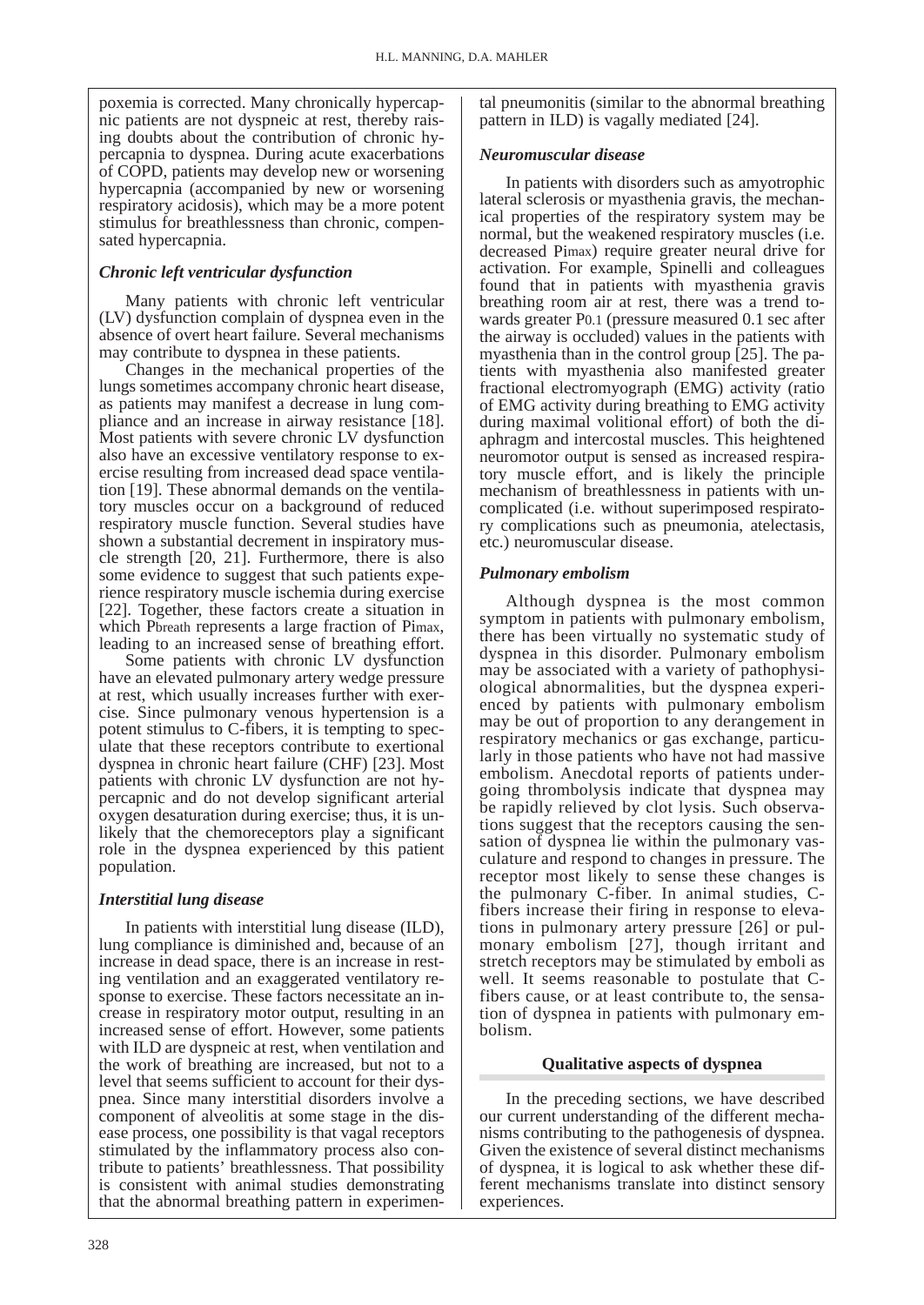poxemia is corrected. Many chronically hypercapnic patients are not dyspneic at rest, thereby raising doubts about the contribution of chronic hypercapnia to dyspnea. During acute exacerbations of COPD, patients may develop new or worsening hypercapnia (accompanied by new or worsening respiratory acidosis), which may be a more potent stimulus for breathlessness than chronic, compensated hypercapnia.

### *Chronic left ventricular dysfunction*

Many patients with chronic left ventricular (LV) dysfunction complain of dyspnea even in the absence of overt heart failure. Several mechanisms may contribute to dyspnea in these patients.

Changes in the mechanical properties of the lungs sometimes accompany chronic heart disease, as patients may manifest a decrease in lung compliance and an increase in airway resistance [18]. Most patients with severe chronic LV dysfunction also have an excessive ventilatory response to exercise resulting from increased dead space ventilation [19]. These abnormal demands on the ventilatory muscles occur on a background of reduced respiratory muscle function. Several studies have shown a substantial decrement in inspiratory muscle strength [20, 21]. Furthermore, there is also some evidence to suggest that such patients experience respiratory muscle ischemia during exercise [22]. Together, these factors create a situation in which $P_{breath}$ represents a large fraction of $Pi_{max}$, leading to an increased sense of breathing effort.

Some patients with chronic LV dysfunction have an elevated pulmonary artery wedge pressure at rest, which usually increases further with exercise. Since pulmonary venous hypertension is a potent stimulus to C-fibers, it is tempting to speculate that these receptors contribute to exertional dyspnea in chronic heart failure (CHF) [23]. Most patients with chronic LV dysfunction are not hypercapnic and do not develop significant arterial oxygen desaturation during exercise; thus, it is unlikely that the chemoreceptors play a significant role in the dyspnea experienced by this patient population.

### *Interstitial lung disease*

In patients with interstitial lung disease (ILD), lung compliance is diminished and, because of an increase in dead space, there is an increase in resting ventilation and an exaggerated ventilatory response to exercise. These factors necessitate an increase in respiratory motor output, resulting in an increased sense of effort. However, some patients with ILD are dyspneic at rest, when ventilation and the work of breathing are increased, but not to a level that seems sufficient to account for their dyspnea. Since many interstitial disorders involve a component of alveolitis at some stage in the disease process, one possibility is that vagal receptors stimulated by the inflammatory process also contribute to patients' breathlessness. That possibility is consistent with animal studies demonstrating that the abnormal breathing pattern in experimental pneumonitis (similar to the abnormal breathing pattern in ILD) is vagally mediated [24].

### *Neuromuscular disease*

In patients with disorders such as amyotrophic lateral sclerosis or myasthenia gravis, the mechanical properties of the respiratory system may be normal, but the weakened respiratory muscles (i.e. decreased $Pi_{max}$) require greater neural drive for activation. For example, Spinelli and colleagues found that in patients with myasthenia gravis breathing room air at rest, there was a trend towards greater $P_{0.1}$ (pressure measured 0.1 sec after the airway is occluded) values in the patients with myasthenia than in the control group [25]. The patients with myasthenia also manifested greater fractional electromyograph (EMG) activity (ratio of EMG activity during breathing to EMG activity during maximal volitional effort) of both the diaphragm and intercostal muscles. This heightened neuromotor output is sensed as increased respiratory muscle effort, and is likely the principle mechanism of breathlessness in patients with uncomplicated (i.e. without superimposed respiratory complications such as pneumonia, atelectasis, etc.) neuromuscular disease.

### *Pulmonary embolism*

Although dyspnea is the most common symptom in patients with pulmonary embolism, there has been virtually no systematic study of dyspnea in this disorder. Pulmonary embolism may be associated with a variety of pathophysiological abnormalities, but the dyspnea experienced by patients with pulmonary embolism may be out of proportion to any derangement in respiratory mechanics or gas exchange, particularly in those patients who have not had massive embolism. Anecdotal reports of patients undergoing thrombolysis indicate that dyspnea may be rapidly relieved by clot lysis. Such observations suggest that the receptors causing the sensation of dyspnea lie within the pulmonary vasculature and respond to changes in pressure. The receptor most likely to sense these changes is the pulmonary C-fiber. In animal studies, C-fibers increase their firing in response to elevations in pulmonary artery pressure [26] or pulmonary embolism [27], though irritant and stretch receptors may be stimulated by emboli as well. It seems reasonable to postulate that C-fibers cause, or at least contribute to, the sensation of dyspnea in patients with pulmonary embolism.

## Qualitative aspects of dyspnea

In the preceding sections, we have described our current understanding of the different mechanisms contributing to the pathogenesis of dyspnea. Given the existence of several distinct mechanisms of dyspnea, it is logical to ask whether these different mechanisms translate into distinct sensory experiences.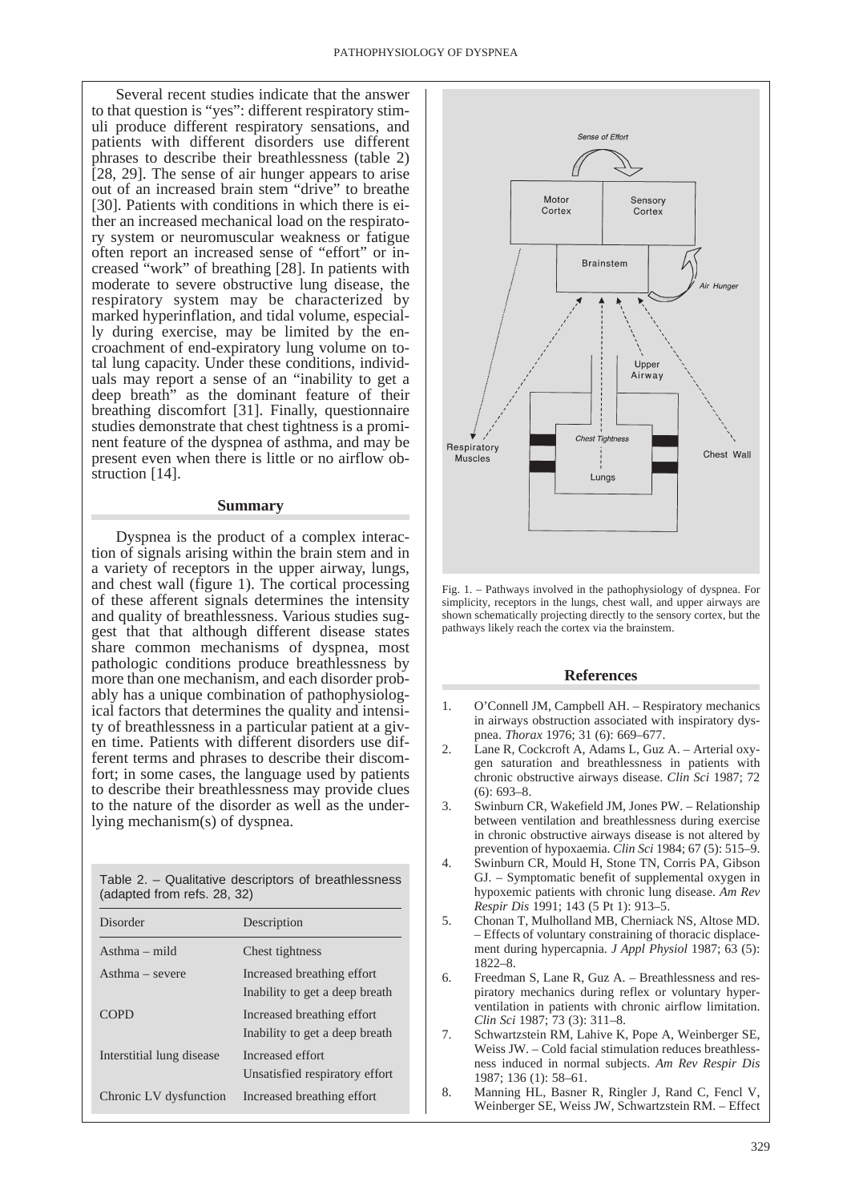Several recent studies indicate that the answer to that question is "yes": different respiratory stimuli produce different respiratory sensations, and patients with different disorders use different phrases to describe their breathlessness (table 2) [28, 29]. The sense of air hunger appears to arise out of an increased brain stem "drive" to breathe [30]. Patients with conditions in which there is either an increased mechanical load on the respiratory system or neuromuscular weakness or fatigue often report an increased sense of "effort" or increased "work" of breathing [28]. In patients with moderate to severe obstructive lung disease, the respiratory system may be characterized by marked hyperinflation, and tidal volume, especially during exercise, may be limited by the encroachment of end-expiratory lung volume on total lung capacity. Under these conditions, individuals may report a sense of an "inability to get a deep breath" as the dominant feature of their breathing discomfort [31]. Finally, questionnaire studies demonstrate that chest tightness is a prominent feature of the dyspnea of asthma, and may be present even when there is little or no airflow obstruction [14].

## Summary

Dyspnea is the product of a complex interaction of signals arising within the brain stem and in a variety of receptors in the upper airway, lungs, and chest wall (figure 1). The cortical processing of these afferent signals determines the intensity and quality of breathlessness. Various studies suggest that that although different disease states share common mechanisms of dyspnea, most pathologic conditions produce breathlessness by more than one mechanism, and each disorder probably has a unique combination of pathophysiological factors that determines the quality and intensity of breathlessness in a particular patient at a given time. Patients with different disorders use different terms and phrases to describe their discomfort; in some cases, the language used by patients to describe their breathlessness may provide clues to the nature of the disorder as well as the underlying mechanism(s) of dyspnea.

Table 2. – Qualitative descriptors of breathlessness (adapted from refs. 28, 32)

| Disorder | Description |
|---|---|
| Asthma – mild | Chest tightness |
| Asthma – severe | Increased breathing effort<br>Inability to get a deep breath |
| COPD | Increased breathing effort<br>Inability to get a deep breath |
| Interstitial lung disease | Increased effort<br>Unsatisfied respiratory effort |
| Chronic LV dysfunction | Increased breathing effort |

Fig. 1. – Pathways involved in the pathophysiology of dyspnea. For simplicity, receptors in the lungs, chest wall, and upper airways are shown schematically projecting directly to the sensory cortex, but the pathways likely reach the cortex via the brainstem.

## References

1. O'Connell JM, Campbell AH. – Respiratory mechanics in airways obstruction associated with inspiratory dyspnea. *Thorax* 1976; 31 (6): 669–677.
2. Lane R, Cockcroft A, Adams L, Guz A. – Arterial oxygen saturation and breathlessness in patients with chronic obstructive airways disease. *Clin Sci* 1987; 72 (6): 693–8.
3. Swinburn CR, Wakefield JM, Jones PW. – Relationship between ventilation and breathlessness during exercise in chronic obstructive airways disease is not altered by prevention of hypoxaemia. *Clin Sci* 1984; 67 (5): 515–9.
4. Swinburn CR, Mould H, Stone TN, Corris PA, Gibson GJ. – Symptomatic benefit of supplemental oxygen in hypoxemic patients with chronic lung disease. *Am Rev Respir Dis* 1991; 143 (5 Pt 1): 913–5.
5. Chonan T, Mulholland MB, Cherniack NS, Altose MD. – Effects of voluntary constraining of thoracic displacement during hypercapnia. *J Appl Physiol* 1987; 63 (5): 1822–8.
6. Freedman S, Lane R, Guz A. – Breathlessness and respiratory mechanics during reflex or voluntary hyperventilation in patients with chronic airflow limitation. *Clin Sci* 1987; 73 (3): 311–8.
7. Schwartzstein RM, Lahive K, Pope A, Weinberger SE, Weiss JW. – Cold facial stimulation reduces breathlessness induced in normal subjects. *Am Rev Respir Dis* 1987; 136 (1): 58–61.
8. Manning HL, Basner R, Ringler J, Rand C, Fencl V, Weinberger SE, Weiss JW, Schwartzstein RM. – Effect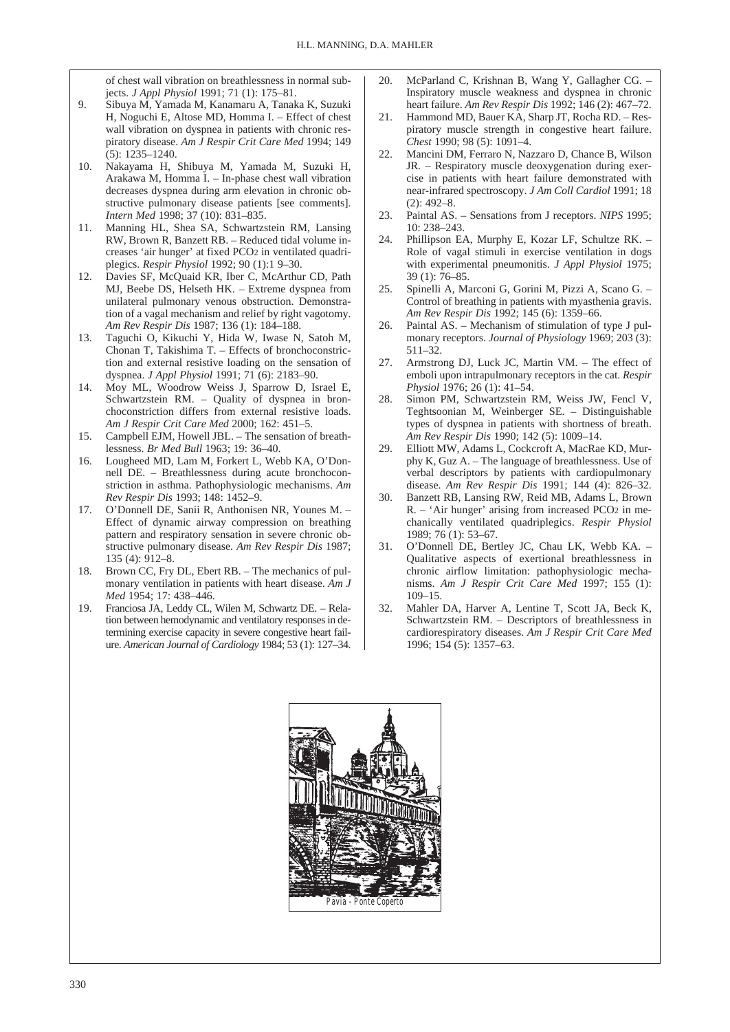of chest wall vibration on breathlessness in normal subjects. *J Appl Physiol* 1991; 71 (1): 175–81.

9. Sibuya M, Yamada M, Kanamaru A, Tanaka K, Suzuki H, Noguchi E, Altose MD, Homma I. – Effect of chest wall vibration on dyspnea in patients with chronic respiratory disease. *Am J Respir Crit Care Med* 1994; 149 (5): 1235–1240.
10. Nakayama H, Shibuya M, Yamada M, Suzuki H, Arakawa M, Homma I. – In-phase chest wall vibration decreases dyspnea during arm elevation in chronic obstructive pulmonary disease patients [see comments]. *Intern Med* 1998; 37 (10): 831–835.
11. Manning HL, Shea SA, Schwartzstein RM, Lansing RW, Brown R, Banzett RB. – Reduced tidal volume increases 'air hunger' at fixed $PCO_2$ in ventilated quadriplegics. *Respir Physiol* 1992; 90 (1):1 9–30.
12. Davies SF, McQuaid KR, Iber C, McArthur CD, Path MJ, Beebe DS, Helseth HK. – Extreme dyspnea from unilateral pulmonary venous obstruction. Demonstration of a vagal mechanism and relief by right vagotomy. *Am Rev Respir Dis* 1987; 136 (1): 184–188.
13. Taguchi O, Kikuchi Y, Hida W, Iwase N, Satoh M, Chonan T, Takishima T. – Effects of bronchoconstriction and external resistive loading on the sensation of dyspnea. *J Appl Physiol* 1991; 71 (6): 2183–90.
14. Moy ML, Woodrow Weiss J, Sparrow D, Israel E, Schwartzstein RM. – Quality of dyspnea in bronchoconstriction differs from external resistive loads. *Am J Respir Crit Care Med* 2000; 162: 451–5.
15. Campbell EJM, Howell JBL. – The sensation of breathlessness. *Br Med Bull* 1963; 19: 36–40.
16. Lougheed MD, Lam M, Forkert L, Webb KA, O'Donnell DE. – Breathlessness during acute bronchoconstriction in asthma. Pathophysiologic mechanisms. *Am Rev Respir Dis* 1993; 148: 1452–9.
17. O'Donnell DE, Sanii R, Anthonisen NR, Younes M. – Effect of dynamic airway compression on breathing pattern and respiratory sensation in severe chronic obstructive pulmonary disease. *Am Rev Respir Dis* 1987; 135 (4): 912–8.
18. Brown CC, Fry DL, Ebert RB. – The mechanics of pulmonary ventilation in patients with heart disease. *Am J Med* 1954; 17: 438–446.
19. Franciosa JA, Leddy CL, Wilen M, Schwartz DE. – Relation between hemodynamic and ventilatory responses in determining exercise capacity in severe congestive heart failure. *American Journal of Cardiology* 1984; 53 (1): 127–34.
20. McParland C, Krishnan B, Wang Y, Gallagher CG. – Inspiratory muscle weakness and dyspnea in chronic heart failure. *Am Rev Respir Dis* 1992; 146 (2): 467–72.
21. Hammond MD, Bauer KA, Sharp JT, Rocha RD. – Respiratory muscle strength in congestive heart failure. *Chest* 1990; 98 (5): 1091–4.
22. Mancini DM, Ferraro N, Nazzaro D, Chance B, Wilson JR. – Respiratory muscle deoxygenation during exercise in patients with heart failure demonstrated with near-infrared spectroscopy. *J Am Coll Cardiol* 1991; 18 (2): 492–8.
23. Paintal AS. – Sensations from J receptors. *NIPS* 1995; 10: 238–243.
24. Phillipson EA, Murphy E, Kozar LF, Schultze RK. – Role of vagal stimuli in exercise ventilation in dogs with experimental pneumonitis. *J Appl Physiol* 1975; 39 (1): 76–85.
25. Spinelli A, Marconi G, Gorini M, Pizzi A, Scano G. – Control of breathing in patients with myasthenia gravis. *Am Rev Respir Dis* 1992; 145 (6): 1359–66.
26. Paintal AS. – Mechanism of stimulation of type J pulmonary receptors. *Journal of Physiology* 1969; 203 (3): 511–32.
27. Armstrong DJ, Luck JC, Martin VM. – The effect of emboli upon intrapulmonary receptors in the cat. *Respir Physiol* 1976; 26 (1): 41–54.
28. Simon PM, Schwartzstein RM, Weiss JW, Fencl V, Teghtsoonian M, Weinberger SE. – Distinguishable types of dyspnea in patients with shortness of breath. *Am Rev Respir Dis* 1990; 142 (5): 1009–14.
29. Elliott MW, Adams L, Cockcroft A, MacRae KD, Murphy K, Guz A. – The language of breathlessness. Use of verbal descriptors by patients with cardiopulmonary disease. *Am Rev Respir Dis* 1991; 144 (4): 826–32.
30. Banzett RB, Lansing RW, Reid MB, Adams L, Brown R. – 'Air hunger' arising from increased $PCO_2$ in mechanically ventilated quadriplegics. *Respir Physiol* 1989; 76 (1): 53–67.
31. O'Donnell DE, Bertley JC, Chau LK, Webb KA. – Qualitative aspects of exertional breathlessness in chronic airflow limitation: pathophysiologic mechanisms. *Am J Respir Crit Care Med* 1997; 155 (1): 109–15.
32. Mahler DA, Harver A, Lentine T, Scott JA, Beck K, Schwartzstein RM. – Descriptors of breathlessness in cardiorespiratory diseases. *Am J Respir Crit Care Med* 1996; 154 (5): 1357–63.

Pavia - Ponte Coperto